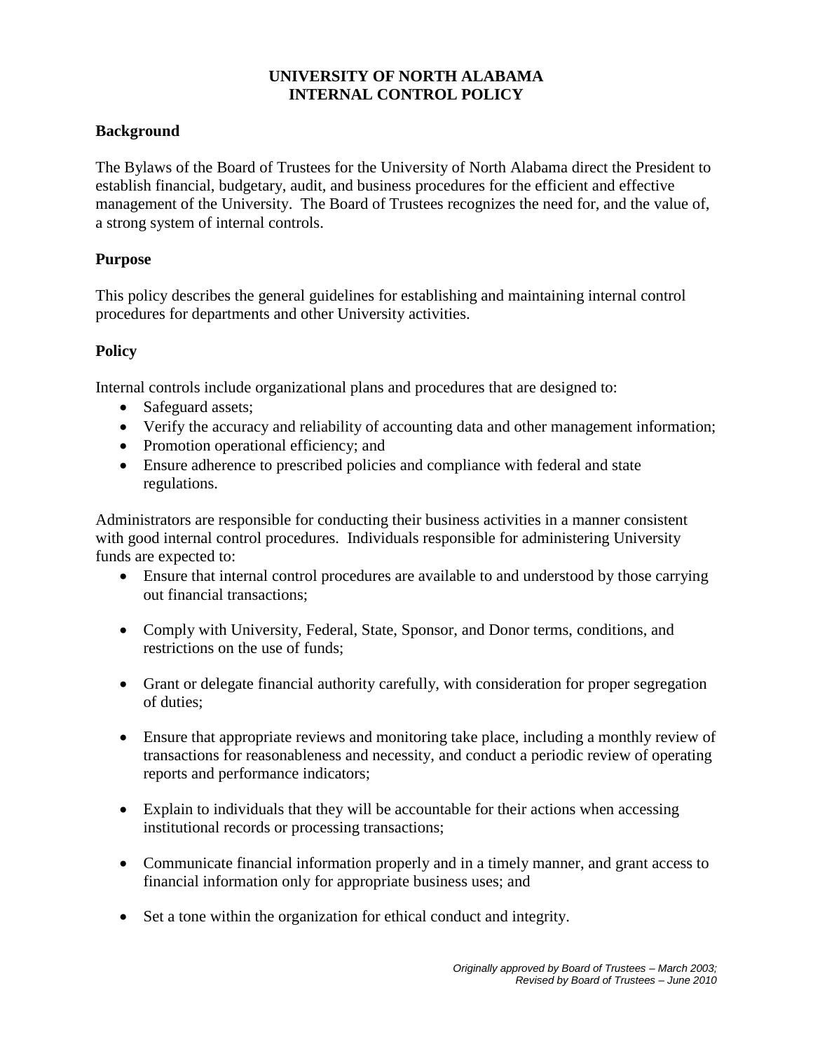# UNIVERSITY OF NORTH ALABAMA
# INTERNAL CONTROL POLICY

## Background

The Bylaws of the Board of Trustees for the University of North Alabama direct the President to establish financial, budgetary, audit, and business procedures for the efficient and effective management of the University. The Board of Trustees recognizes the need for, and the value of, a strong system of internal controls.

## Purpose

This policy describes the general guidelines for establishing and maintaining internal control procedures for departments and other University activities.

## Policy

Internal controls include organizational plans and procedures that are designed to:

- Safeguard assets;
- Verify the accuracy and reliability of accounting data and other management information;
- Promotion operational efficiency; and
- Ensure adherence to prescribed policies and compliance with federal and state regulations.

Administrators are responsible for conducting their business activities in a manner consistent with good internal control procedures. Individuals responsible for administering University funds are expected to:

- Ensure that internal control procedures are available to and understood by those carrying out financial transactions;
- Comply with University, Federal, State, Sponsor, and Donor terms, conditions, and restrictions on the use of funds;
- Grant or delegate financial authority carefully, with consideration for proper segregation of duties;
- Ensure that appropriate reviews and monitoring take place, including a monthly review of transactions for reasonableness and necessity, and conduct a periodic review of operating reports and performance indicators;
- Explain to individuals that they will be accountable for their actions when accessing institutional records or processing transactions;
- Communicate financial information properly and in a timely manner, and grant access to financial information only for appropriate business uses; and
- Set a tone within the organization for ethical conduct and integrity.

*Originally approved by Board of Trustees – March 2003;*
*Revised by Board of Trustees – June 2010*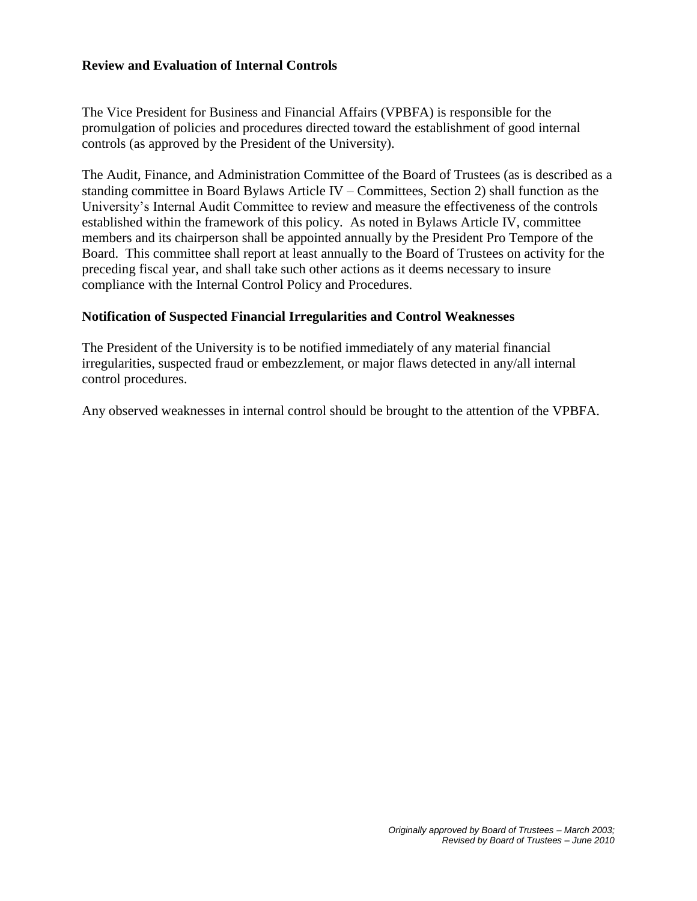## Review and Evaluation of Internal Controls

The Vice President for Business and Financial Affairs (VPBFA) is responsible for the promulgation of policies and procedures directed toward the establishment of good internal controls (as approved by the President of the University).

The Audit, Finance, and Administration Committee of the Board of Trustees (as is described as a standing committee in Board Bylaws Article IV – Committees, Section 2) shall function as the University's Internal Audit Committee to review and measure the effectiveness of the controls established within the framework of this policy. As noted in Bylaws Article IV, committee members and its chairperson shall be appointed annually by the President Pro Tempore of the Board. This committee shall report at least annually to the Board of Trustees on activity for the preceding fiscal year, and shall take such other actions as it deems necessary to insure compliance with the Internal Control Policy and Procedures.

## Notification of Suspected Financial Irregularities and Control Weaknesses

The President of the University is to be notified immediately of any material financial irregularities, suspected fraud or embezzlement, or major flaws detected in any/all internal control procedures.

Any observed weaknesses in internal control should be brought to the attention of the VPBFA.

*Originally approved by Board of Trustees – March 2003;*
*Revised by Board of Trustees – June 2010*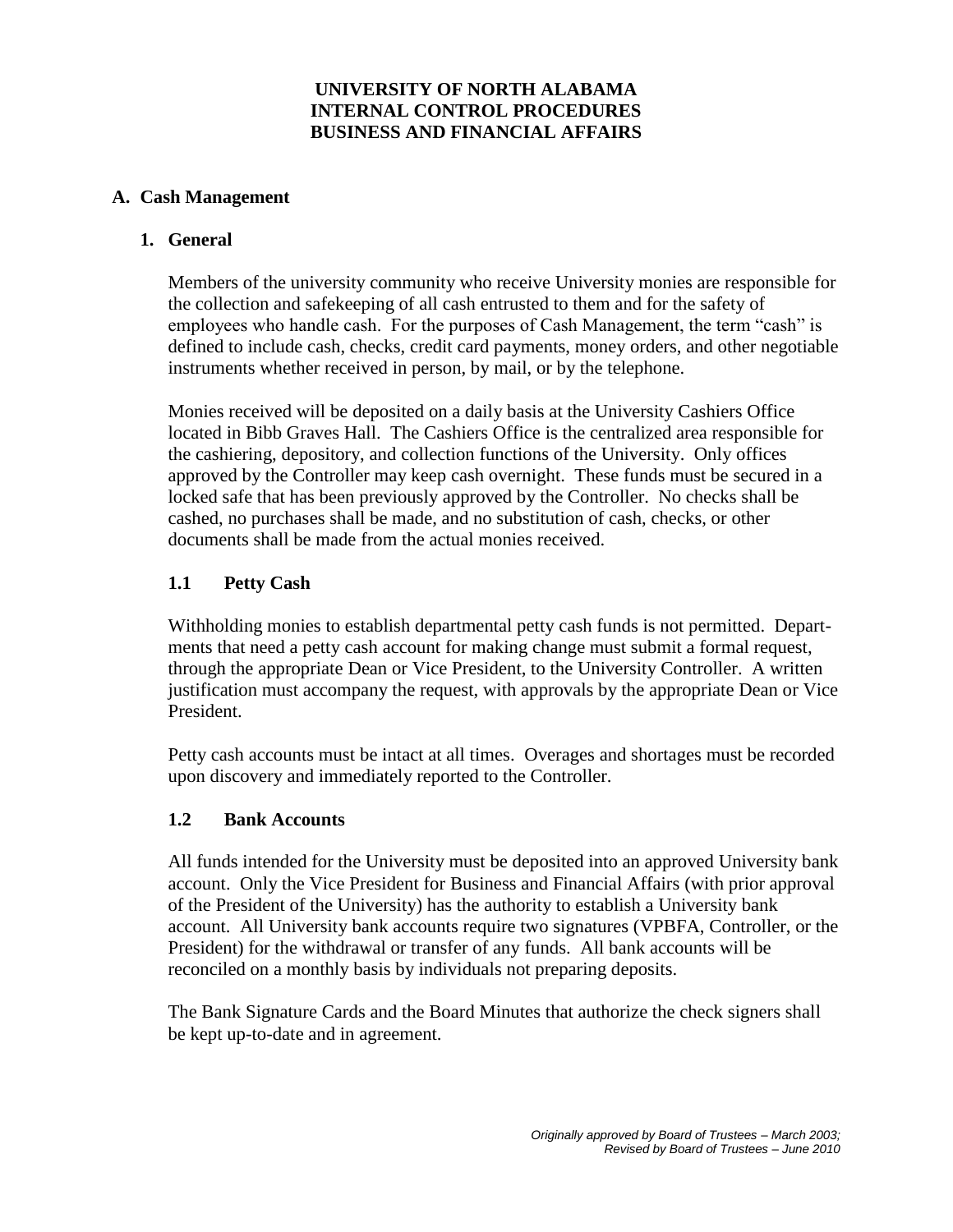**UNIVERSITY OF NORTH ALABAMA**
**INTERNAL CONTROL PROCEDURES**
**BUSINESS AND FINANCIAL AFFAIRS**

## A. Cash Management

### 1. General

Members of the university community who receive University monies are responsible for the collection and safekeeping of all cash entrusted to them and for the safety of employees who handle cash. For the purposes of Cash Management, the term "cash" is defined to include cash, checks, credit card payments, money orders, and other negotiable instruments whether received in person, by mail, or by the telephone.

Monies received will be deposited on a daily basis at the University Cashiers Office located in Bibb Graves Hall. The Cashiers Office is the centralized area responsible for the cashiering, depository, and collection functions of the University. Only offices approved by the Controller may keep cash overnight. These funds must be secured in a locked safe that has been previously approved by the Controller. No checks shall be cashed, no purchases shall be made, and no substitution of cash, checks, or other documents shall be made from the actual monies received.

### 1.1 Petty Cash

Withholding monies to establish departmental petty cash funds is not permitted. Departments that need a petty cash account for making change must submit a formal request, through the appropriate Dean or Vice President, to the University Controller. A written justification must accompany the request, with approvals by the appropriate Dean or Vice President.

Petty cash accounts must be intact at all times. Overages and shortages must be recorded upon discovery and immediately reported to the Controller.

### 1.2 Bank Accounts

All funds intended for the University must be deposited into an approved University bank account. Only the Vice President for Business and Financial Affairs (with prior approval of the President of the University) has the authority to establish a University bank account. All University bank accounts require two signatures (VPBFA, Controller, or the President) for the withdrawal or transfer of any funds. All bank accounts will be reconciled on a monthly basis by individuals not preparing deposits.

The Bank Signature Cards and the Board Minutes that authorize the check signers shall be kept up-to-date and in agreement.

*Originally approved by Board of Trustees – March 2003; Revised by Board of Trustees – June 2010*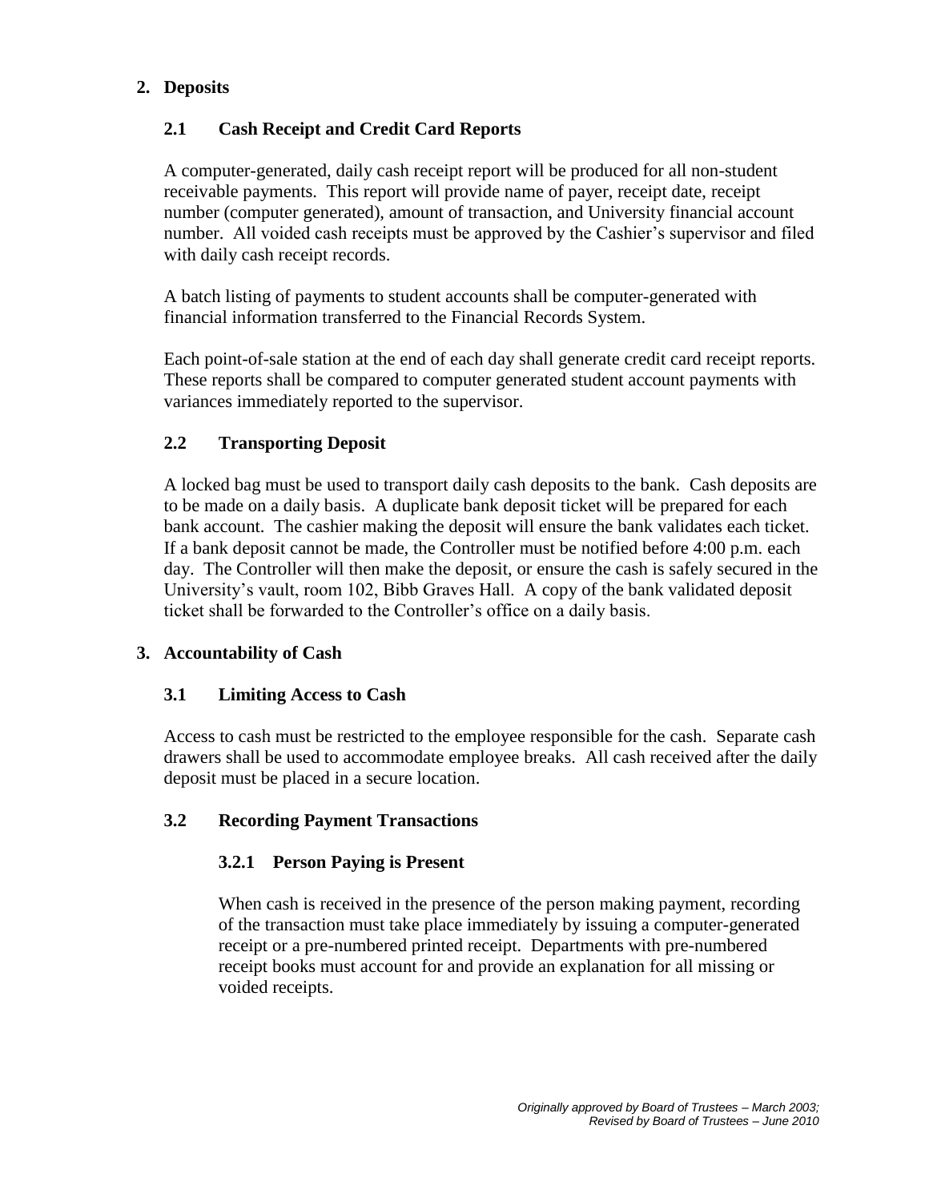## 2. Deposits

### 2.1 Cash Receipt and Credit Card Reports

A computer-generated, daily cash receipt report will be produced for all non-student receivable payments. This report will provide name of payer, receipt date, receipt number (computer generated), amount of transaction, and University financial account number. All voided cash receipts must be approved by the Cashier's supervisor and filed with daily cash receipt records.

A batch listing of payments to student accounts shall be computer-generated with financial information transferred to the Financial Records System.

Each point-of-sale station at the end of each day shall generate credit card receipt reports. These reports shall be compared to computer generated student account payments with variances immediately reported to the supervisor.

### 2.2 Transporting Deposit

A locked bag must be used to transport daily cash deposits to the bank. Cash deposits are to be made on a daily basis. A duplicate bank deposit ticket will be prepared for each bank account. The cashier making the deposit will ensure the bank validates each ticket. If a bank deposit cannot be made, the Controller must be notified before 4:00 p.m. each day. The Controller will then make the deposit, or ensure the cash is safely secured in the University's vault, room 102, Bibb Graves Hall. A copy of the bank validated deposit ticket shall be forwarded to the Controller's office on a daily basis.

## 3. Accountability of Cash

### 3.1 Limiting Access to Cash

Access to cash must be restricted to the employee responsible for the cash. Separate cash drawers shall be used to accommodate employee breaks. All cash received after the daily deposit must be placed in a secure location.

### 3.2 Recording Payment Transactions

#### 3.2.1 Person Paying is Present

When cash is received in the presence of the person making payment, recording of the transaction must take place immediately by issuing a computer-generated receipt or a pre-numbered printed receipt. Departments with pre-numbered receipt books must account for and provide an explanation for all missing or voided receipts.

*Originally approved by Board of Trustees – March 2003;*
*Revised by Board of Trustees – June 2010*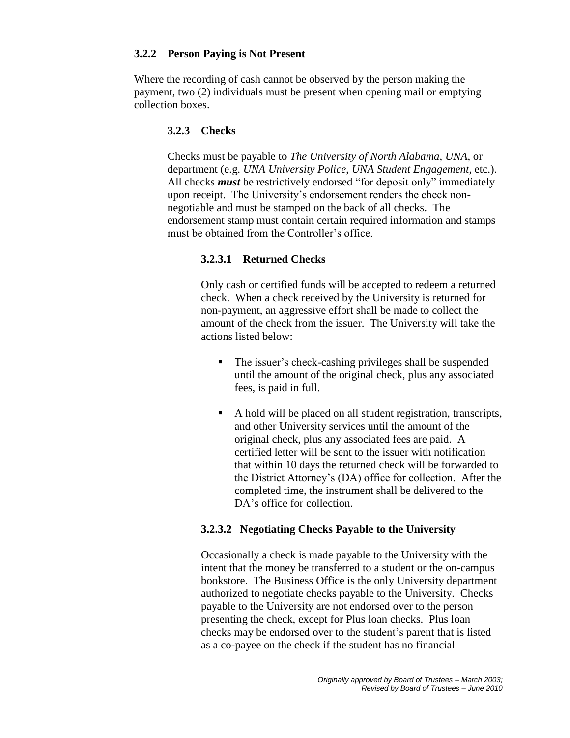### 3.2.2 Person Paying is Not Present

Where the recording of cash cannot be observed by the person making the payment, two (2) individuals must be present when opening mail or emptying collection boxes.

#### 3.2.3 Checks

Checks must be payable to *The University of North Alabama*, *UNA*, or department (e.g. *UNA University Police*, *UNA Student Engagement*, etc.). All checks ***must*** be restrictively endorsed "for deposit only" immediately upon receipt. The University's endorsement renders the check non-negotiable and must be stamped on the back of all checks. The endorsement stamp must contain certain required information and stamps must be obtained from the Controller's office.

##### 3.2.3.1 Returned Checks

Only cash or certified funds will be accepted to redeem a returned check. When a check received by the University is returned for non-payment, an aggressive effort shall be made to collect the amount of the check from the issuer. The University will take the actions listed below:

- The issuer's check-cashing privileges shall be suspended until the amount of the original check, plus any associated fees, is paid in full.
- A hold will be placed on all student registration, transcripts, and other University services until the amount of the original check, plus any associated fees are paid. A certified letter will be sent to the issuer with notification that within 10 days the returned check will be forwarded to the District Attorney's (DA) office for collection. After the completed time, the instrument shall be delivered to the DA's office for collection.

##### 3.2.3.2 Negotiating Checks Payable to the University

Occasionally a check is made payable to the University with the intent that the money be transferred to a student or the on-campus bookstore. The Business Office is the only University department authorized to negotiate checks payable to the University. Checks payable to the University are not endorsed over to the person presenting the check, except for Plus loan checks. Plus loan checks may be endorsed over to the student's parent that is listed as a co-payee on the check if the student has no financial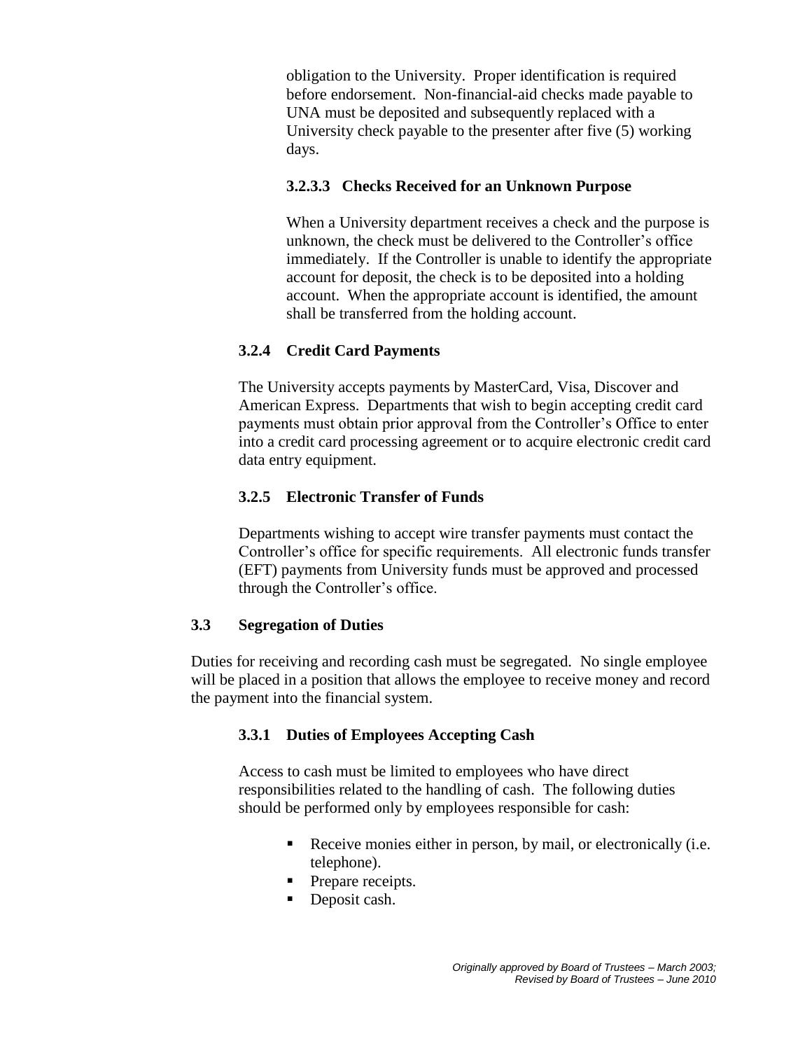obligation to the University. Proper identification is required before endorsement. Non-financial-aid checks made payable to UNA must be deposited and subsequently replaced with a University check payable to the presenter after five (5) working days.

#### 3.2.3.3 Checks Received for an Unknown Purpose

When a University department receives a check and the purpose is unknown, the check must be delivered to the Controller's office immediately. If the Controller is unable to identify the appropriate account for deposit, the check is to be deposited into a holding account. When the appropriate account is identified, the amount shall be transferred from the holding account.

### 3.2.4 Credit Card Payments

The University accepts payments by MasterCard, Visa, Discover and American Express. Departments that wish to begin accepting credit card payments must obtain prior approval from the Controller's Office to enter into a credit card processing agreement or to acquire electronic credit card data entry equipment.

### 3.2.5 Electronic Transfer of Funds

Departments wishing to accept wire transfer payments must contact the Controller's office for specific requirements. All electronic funds transfer (EFT) payments from University funds must be approved and processed through the Controller's office.

## 3.3 Segregation of Duties

Duties for receiving and recording cash must be segregated. No single employee will be placed in a position that allows the employee to receive money and record the payment into the financial system.

### 3.3.1 Duties of Employees Accepting Cash

Access to cash must be limited to employees who have direct responsibilities related to the handling of cash. The following duties should be performed only by employees responsible for cash:

- Receive monies either in person, by mail, or electronically (i.e. telephone).
- Prepare receipts.
- Deposit cash.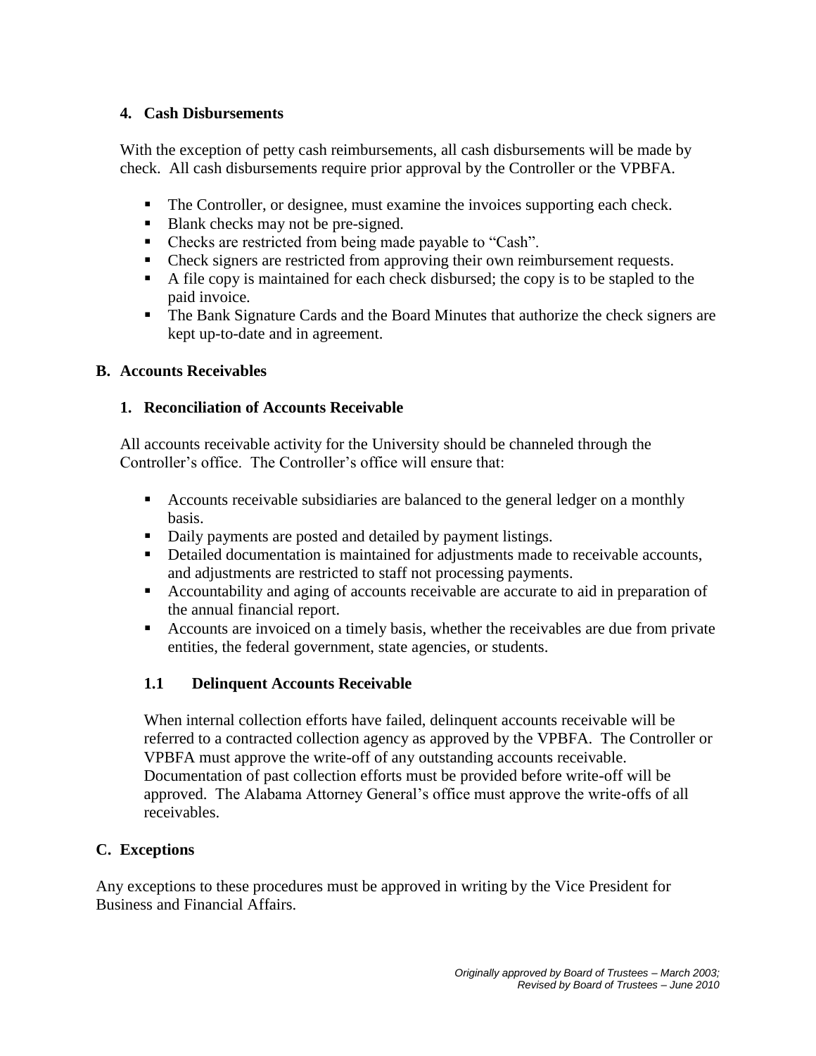#### 4. Cash Disbursements

With the exception of petty cash reimbursements, all cash disbursements will be made by check. All cash disbursements require prior approval by the Controller or the VPBFA.

- The Controller, or designee, must examine the invoices supporting each check.
- Blank checks may not be pre-signed.
- Checks are restricted from being made payable to "Cash".
- Check signers are restricted from approving their own reimbursement requests.
- A file copy is maintained for each check disbursed; the copy is to be stapled to the paid invoice.
- The Bank Signature Cards and the Board Minutes that authorize the check signers are kept up-to-date and in agreement.

### B. Accounts Receivables

#### 1. Reconciliation of Accounts Receivable

All accounts receivable activity for the University should be channeled through the Controller's office. The Controller's office will ensure that:

- Accounts receivable subsidiaries are balanced to the general ledger on a monthly basis.
- Daily payments are posted and detailed by payment listings.
- Detailed documentation is maintained for adjustments made to receivable accounts, and adjustments are restricted to staff not processing payments.
- Accountability and aging of accounts receivable are accurate to aid in preparation of the annual financial report.
- Accounts are invoiced on a timely basis, whether the receivables are due from private entities, the federal government, state agencies, or students.

##### 1.1 Delinquent Accounts Receivable

When internal collection efforts have failed, delinquent accounts receivable will be referred to a contracted collection agency as approved by the VPBFA. The Controller or VPBFA must approve the write-off of any outstanding accounts receivable. Documentation of past collection efforts must be provided before write-off will be approved. The Alabama Attorney General's office must approve the write-offs of all receivables.

### C. Exceptions

Any exceptions to these procedures must be approved in writing by the Vice President for Business and Financial Affairs.

*Originally approved by Board of Trustees – March 2003;*
*Revised by Board of Trustees – June 2010*